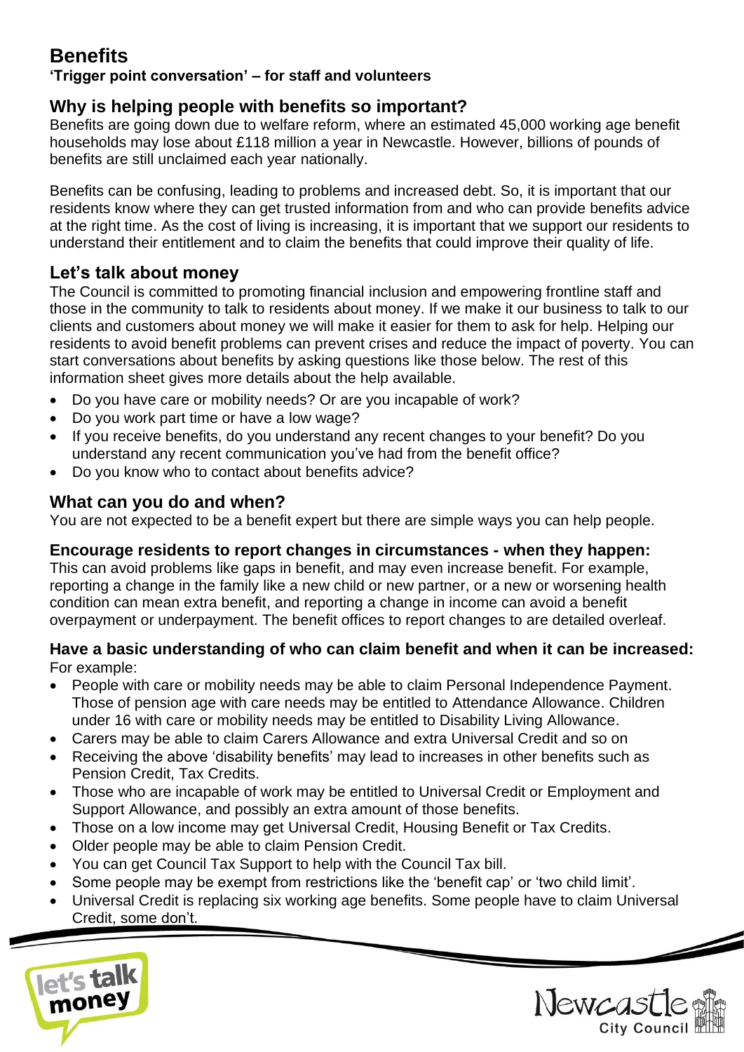# Benefits

**'Trigger point conversation' – for staff and volunteers**

## Why is helping people with benefits so important?

Benefits are going down due to welfare reform, where an estimated 45,000 working age benefit households may lose about £118 million a year in Newcastle. However, billions of pounds of benefits are still unclaimed each year nationally.

Benefits can be confusing, leading to problems and increased debt. So, it is important that our residents know where they can get trusted information from and who can provide benefits advice at the right time. As the cost of living is increasing, it is important that we support our residents to understand their entitlement and to claim the benefits that could improve their quality of life.

## Let's talk about money

The Council is committed to promoting financial inclusion and empowering frontline staff and those in the community to talk to residents about money. If we make it our business to talk to our clients and customers about money we will make it easier for them to ask for help. Helping our residents to avoid benefit problems can prevent crises and reduce the impact of poverty. You can start conversations about benefits by asking questions like those below. The rest of this information sheet gives more details about the help available.

- Do you have care or mobility needs? Or are you incapable of work?
- Do you work part time or have a low wage?
- If you receive benefits, do you understand any recent changes to your benefit? Do you understand any recent communication you've had from the benefit office?
- Do you know who to contact about benefits advice?

## What can you do and when?

You are not expected to be a benefit expert but there are simple ways you can help people.

### Encourage residents to report changes in circumstances - when they happen:

This can avoid problems like gaps in benefit, and may even increase benefit. For example, reporting a change in the family like a new child or new partner, or a new or worsening health condition can mean extra benefit, and reporting a change in income can avoid a benefit overpayment or underpayment. The benefit offices to report changes to are detailed overleaf.

### Have a basic understanding of who can claim benefit and when it can be increased:

For example:

- People with care or mobility needs may be able to claim Personal Independence Payment. Those of pension age with care needs may be entitled to Attendance Allowance. Children under 16 with care or mobility needs may be entitled to Disability Living Allowance.
- Carers may be able to claim Carers Allowance and extra Universal Credit and so on
- Receiving the above 'disability benefits' may lead to increases in other benefits such as Pension Credit, Tax Credits.
- Those who are incapable of work may be entitled to Universal Credit or Employment and Support Allowance, and possibly an extra amount of those benefits.
- Those on a low income may get Universal Credit, Housing Benefit or Tax Credits.
- Older people may be able to claim Pension Credit.
- You can get Council Tax Support to help with the Council Tax bill.
- Some people may be exempt from restrictions like the 'benefit cap' or 'two child limit'.
- Universal Credit is replacing six working age benefits. Some people have to claim Universal Credit, some don't.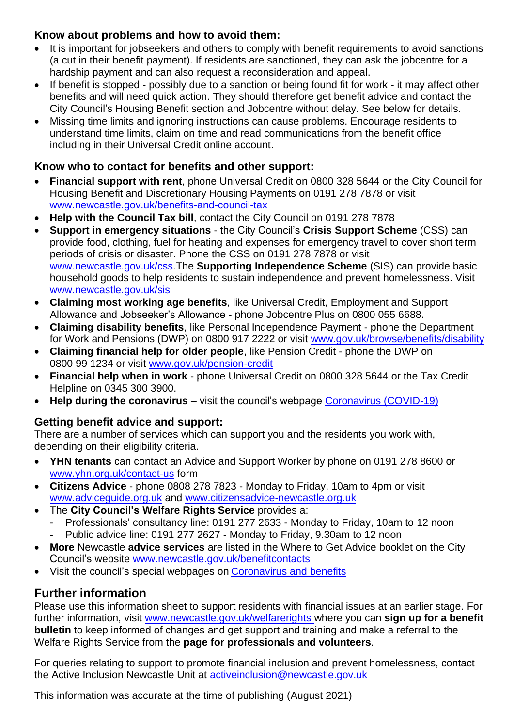### Know about problems and how to avoid them:

- It is important for jobseekers and others to comply with benefit requirements to avoid sanctions (a cut in their benefit payment). If residents are sanctioned, they can ask the jobcentre for a hardship payment and can also request a reconsideration and appeal.
- If benefit is stopped - possibly due to a sanction or being found fit for work - it may affect other benefits and will need quick action. They should therefore get benefit advice and contact the City Council's Housing Benefit section and Jobcentre without delay. See below for details.
- Missing time limits and ignoring instructions can cause problems. Encourage residents to understand time limits, claim on time and read communications from the benefit office including in their Universal Credit online account.

### Know who to contact for benefits and other support:

- **Financial support with rent**, phone Universal Credit on 0800 328 5644 or the City Council for Housing Benefit and Discretionary Housing Payments on 0191 278 7878 or visit www.newcastle.gov.uk/benefits-and-council-tax
- **Help with the Council Tax bill**, contact the City Council on 0191 278 7878
- **Support in emergency situations** - the City Council's **Crisis Support Scheme** (CSS) can provide food, clothing, fuel for heating and expenses for emergency travel to cover short term periods of crisis or disaster. Phone the CSS on 0191 278 7878 or visit www.newcastle.gov.uk/css.The **Supporting Independence Scheme** (SIS) can provide basic household goods to help residents to sustain independence and prevent homelessness. Visit www.newcastle.gov.uk/sis
- **Claiming most working age benefits**, like Universal Credit, Employment and Support Allowance and Jobseeker's Allowance - phone Jobcentre Plus on 0800 055 6688.
- **Claiming disability benefits**, like Personal Independence Payment - phone the Department for Work and Pensions (DWP) on 0800 917 2222 or visit www.gov.uk/browse/benefits/disability
- **Claiming financial help for older people**, like Pension Credit - phone the DWP on 0800 99 1234 or visit www.gov.uk/pension-credit
- **Financial help when in work** - phone Universal Credit on 0800 328 5644 or the Tax Credit Helpline on 0345 300 3900.
- **Help during the coronavirus** – visit the council's webpage Coronavirus (COVID-19)

### Getting benefit advice and support:

There are a number of services which can support you and the residents you work with, depending on their eligibility criteria.

- **YHN tenants** can contact an Advice and Support Worker by phone on 0191 278 8600 or www.yhn.org.uk/contact-us form
- **Citizens Advice** - phone 0808 278 7823 - Monday to Friday, 10am to 4pm or visit www.adviceguide.org.uk and www.citizensadvice-newcastle.org.uk
- The **City Council's Welfare Rights Service** provides a:
  - Professionals' consultancy line: 0191 277 2633 - Monday to Friday, 10am to 12 noon
  - Public advice line: 0191 277 2627 - Monday to Friday, 9.30am to 12 noon
- **More** Newcastle **advice services** are listed in the Where to Get Advice booklet on the City Council's website www.newcastle.gov.uk/benefitcontacts
- Visit the council's special webpages on Coronavirus and benefits

## Further information

Please use this information sheet to support residents with financial issues at an earlier stage. For further information, visit www.newcastle.gov.uk/welfarerights where you can **sign up for a benefit bulletin** to keep informed of changes and get support and training and make a referral to the Welfare Rights Service from the **page for professionals and volunteers**.

For queries relating to support to promote financial inclusion and prevent homelessness, contact the Active Inclusion Newcastle Unit at activeinclusion@newcastle.gov.uk

This information was accurate at the time of publishing (August 2021)